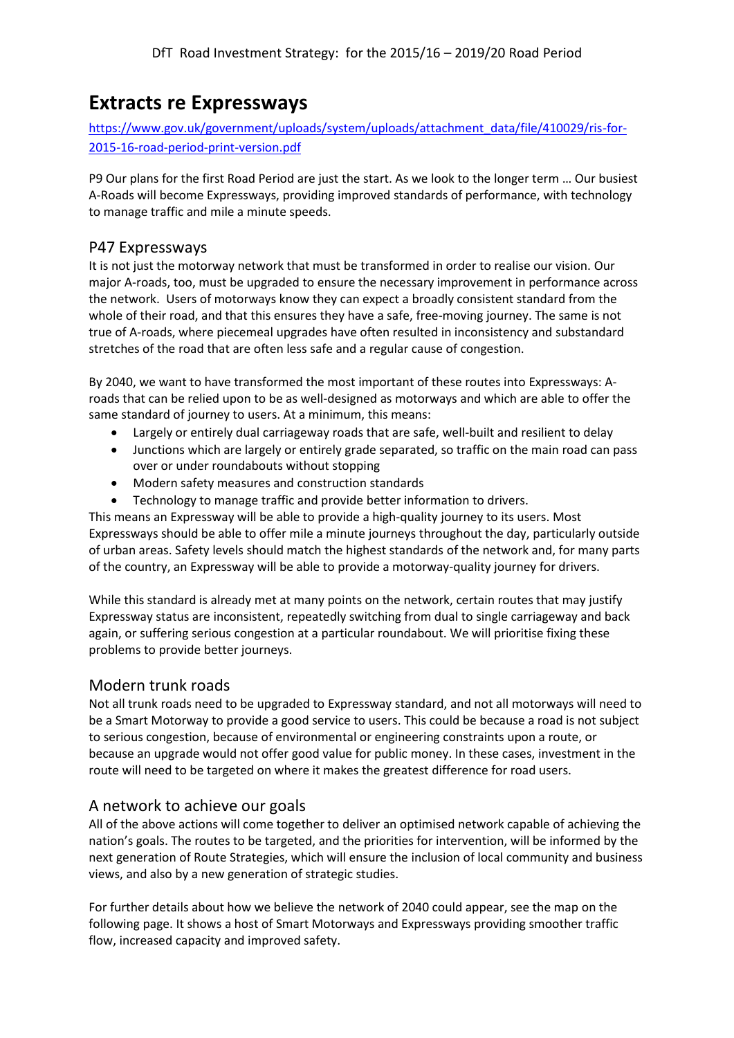DfT Road Investment Strategy: for the 2015/16 – 2019/20 Road Period

# Extracts re Expressways

https://www.gov.uk/government/uploads/system/uploads/attachment_data/file/410029/ris-for-2015-16-road-period-print-version.pdf

P9 Our plans for the first Road Period are just the start. As we look to the longer term … Our busiest A-Roads will become Expressways, providing improved standards of performance, with technology to manage traffic and mile a minute speeds.

## P47 Expressways

It is not just the motorway network that must be transformed in order to realise our vision. Our major A-roads, too, must be upgraded to ensure the necessary improvement in performance across the network. Users of motorways know they can expect a broadly consistent standard from the whole of their road, and that this ensures they have a safe, free-moving journey. The same is not true of A-roads, where piecemeal upgrades have often resulted in inconsistency and substandard stretches of the road that are often less safe and a regular cause of congestion.

By 2040, we want to have transformed the most important of these routes into Expressways: A-roads that can be relied upon to be as well-designed as motorways and which are able to offer the same standard of journey to users. At a minimum, this means:

- Largely or entirely dual carriageway roads that are safe, well-built and resilient to delay
- Junctions which are largely or entirely grade separated, so traffic on the main road can pass over or under roundabouts without stopping
- Modern safety measures and construction standards
- Technology to manage traffic and provide better information to drivers.

This means an Expressway will be able to provide a high-quality journey to its users. Most Expressways should be able to offer mile a minute journeys throughout the day, particularly outside of urban areas. Safety levels should match the highest standards of the network and, for many parts of the country, an Expressway will be able to provide a motorway-quality journey for drivers.

While this standard is already met at many points on the network, certain routes that may justify Expressway status are inconsistent, repeatedly switching from dual to single carriageway and back again, or suffering serious congestion at a particular roundabout. We will prioritise fixing these problems to provide better journeys.

## Modern trunk roads

Not all trunk roads need to be upgraded to Expressway standard, and not all motorways will need to be a Smart Motorway to provide a good service to users. This could be because a road is not subject to serious congestion, because of environmental or engineering constraints upon a route, or because an upgrade would not offer good value for public money. In these cases, investment in the route will need to be targeted on where it makes the greatest difference for road users.

## A network to achieve our goals

All of the above actions will come together to deliver an optimised network capable of achieving the nation's goals. The routes to be targeted, and the priorities for intervention, will be informed by the next generation of Route Strategies, which will ensure the inclusion of local community and business views, and also by a new generation of strategic studies.

For further details about how we believe the network of 2040 could appear, see the map on the following page. It shows a host of Smart Motorways and Expressways providing smoother traffic flow, increased capacity and improved safety.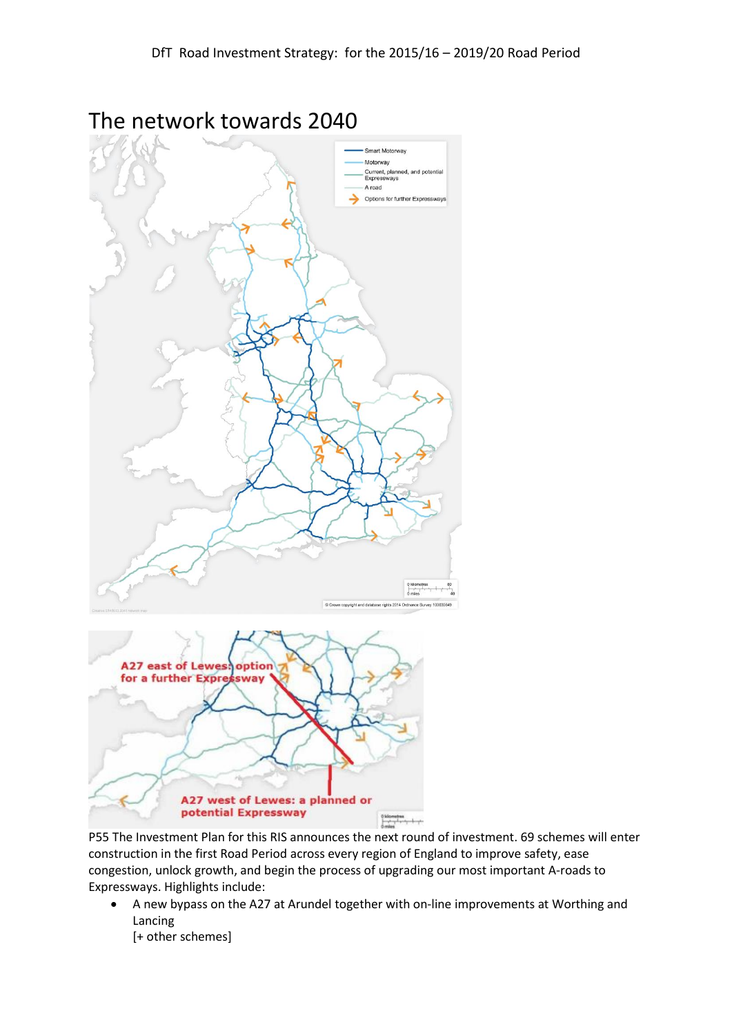DfT Road Investment Strategy: for the 2015/16 – 2019/20 Road Period

# The network towards 2040

Smart Motorway

Motorway

Current, planned, and potential Expressways

A road

Options for further Expressways

A27 east of Lewes: option for a further Expressway

A27 west of Lewes: a planned or potential Expressway

P55 The Investment Plan for this RIS announces the next round of investment. 69 schemes will enter construction in the first Road Period across every region of England to improve safety, ease congestion, unlock growth, and begin the process of upgrading our most important A-roads to Expressways. Highlights include:

- A new bypass on the A27 at Arundel together with on-line improvements at Worthing and Lancing
  [+ other schemes]